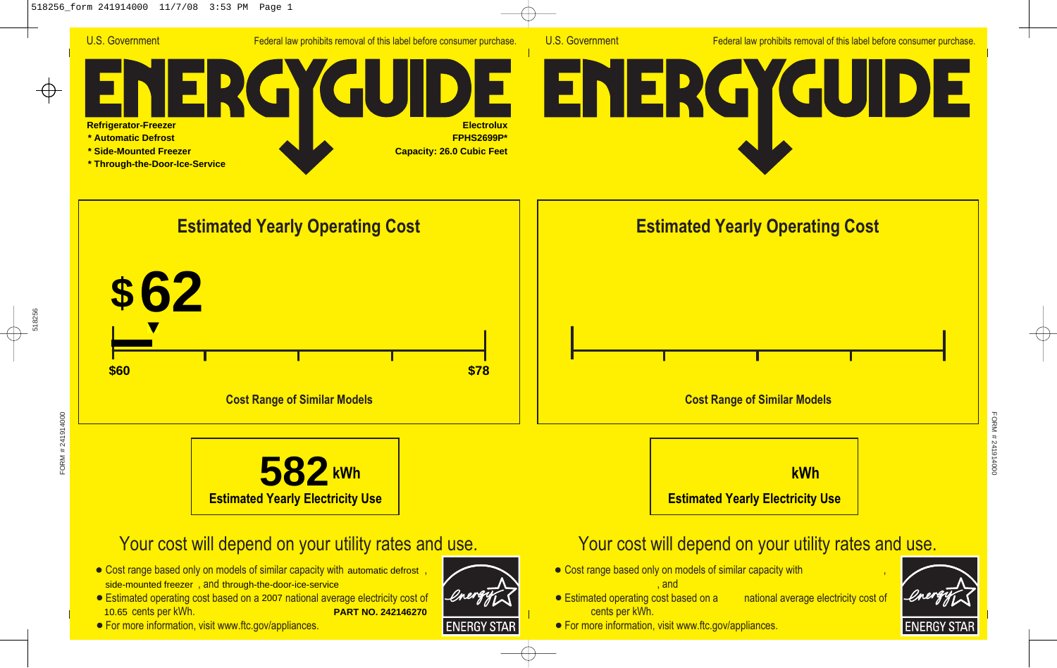U.S. Government

Federal law prohibits removal of this label before consumer purchase.

# ENERGYGUIDE

**Refrigerator-Freezer**
**\* Automatic Defrost**
**\* Side-Mounted Freezer**
**\* Through-the-Door-Ice-Service**

**Electrolux**
**FPHS2699P\***
**Capacity: 26.0 Cubic Feet**

## Estimated Yearly Operating Cost

**$62**

**$60** — **$78**

**Cost Range of Similar Models**

**582 kWh**
**Estimated Yearly Electricity Use**

## Your cost will depend on your utility rates and use.

- Cost range based only on models of similar capacity with automatic defrost, side-mounted freezer, and through-the-door-ice-service
- Estimated operating cost based on a 2007 national average electricity cost of 10.65 cents per kWh.
- For more information, visit www.ftc.gov/appliances.

**PART NO. 242146270**

ENERGY STAR

---

U.S. Government

Federal law prohibits removal of this label before consumer purchase.

# ENERGYGUIDE

## Estimated Yearly Operating Cost

**Cost Range of Similar Models**

**kWh**
**Estimated Yearly Electricity Use**

## Your cost will depend on your utility rates and use.

- Cost range based only on models of similar capacity with , , and
- Estimated operating cost based on a national average electricity cost of cents per kWh.
- For more information, visit www.ftc.gov/appliances.

ENERGY STAR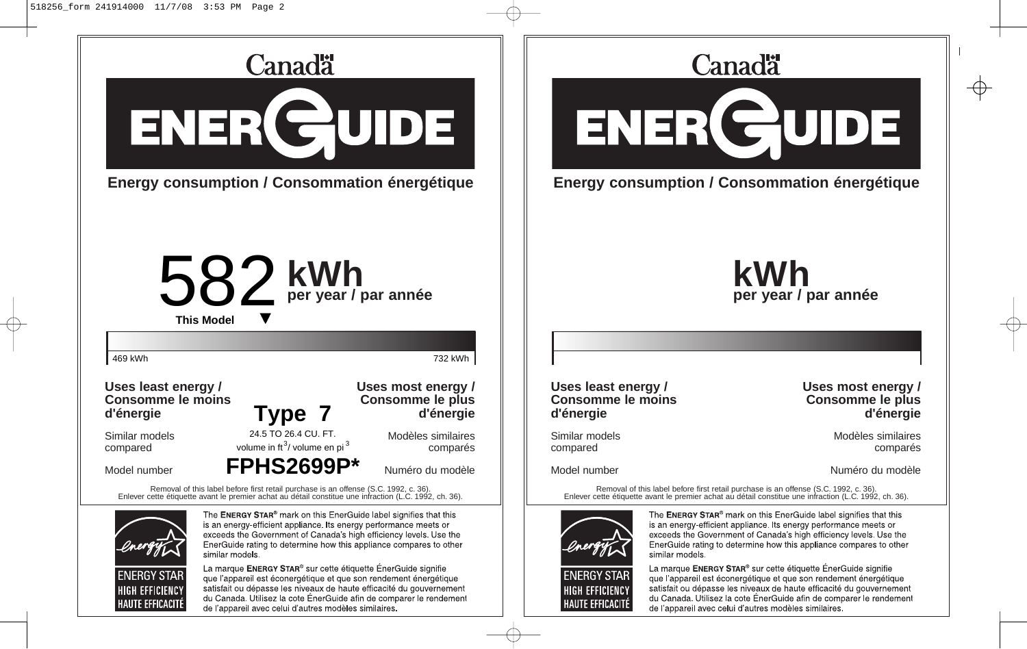Canada

# ENERGUIDE

**Energy consumption / Consommation énergétique**

582 **kWh**
**per year / par année**

**This Model** ▼

469 kWh — 732 kWh

**Uses least energy / Consomme le moins d'énergie**

**Uses most energy / Consomme le plus d'énergie**

**Type 7**

24.5 TO 26.4 CU. FT.
volume in $ft^3$/ volume en $pi^3$

Similar models compared — Modèles similaires comparés

Model number **FPHS2699P*** Numéro du modèle

Removal of this label before first retail purchase is an offense (S.C. 1992, c. 36).
Enlever cette étiquette avant le premier achat au détail constitue une infraction (L.C. 1992, ch. 36).

ENERGY STAR
HIGH EFFICIENCY
HAUTE EFFICACITÉ

The **ENERGY STAR®** mark on this EnerGuide label signifies that this is an energy-efficient appliance. Its energy performance meets or exceeds the Government of Canada's high efficiency levels. Use the EnerGuide rating to determine how this appliance compares to other similar models.

La marque **ENERGY STAR®** sur cette étiquette ÉnerGuide signifie que l'appareil est éconergétique et que son rendement énergétique satisfait ou dépasse les niveaux de haute efficacité du gouvernement du Canada. Utilisez la cote ÉnerGuide afin de comparer le rendement de l'appareil avec celui d'autres modèles similaires.

---

Canada

# ENERGUIDE

**Energy consumption / Consommation énergétique**

**kWh**
**per year / par année**

**Uses least energy / Consomme le moins d'énergie**

**Uses most energy / Consomme le plus d'énergie**

Similar models compared — Modèles similaires comparés

Model number — Numéro du modèle

Removal of this label before first retail purchase is an offense (S.C. 1992, c. 36).
Enlever cette étiquette avant le premier achat au détail constitue une infraction (L.C. 1992, ch. 36).

ENERGY STAR
HIGH EFFICIENCY
HAUTE EFFICACITÉ

The **ENERGY STAR®** mark on this EnerGuide label signifies that this is an energy-efficient appliance. Its energy performance meets or exceeds the Government of Canada's high efficiency levels. Use the EnerGuide rating to determine how this appliance compares to other similar models.

La marque **ENERGY STAR®** sur cette étiquette ÉnerGuide signifie que l'appareil est éconergétique et que son rendement énergétique satisfait ou dépasse les niveaux de haute efficacité du gouvernement du Canada. Utilisez la cote ÉnerGuide afin de comparer le rendement de l'appareil avec celui d'autres modèles similaires.